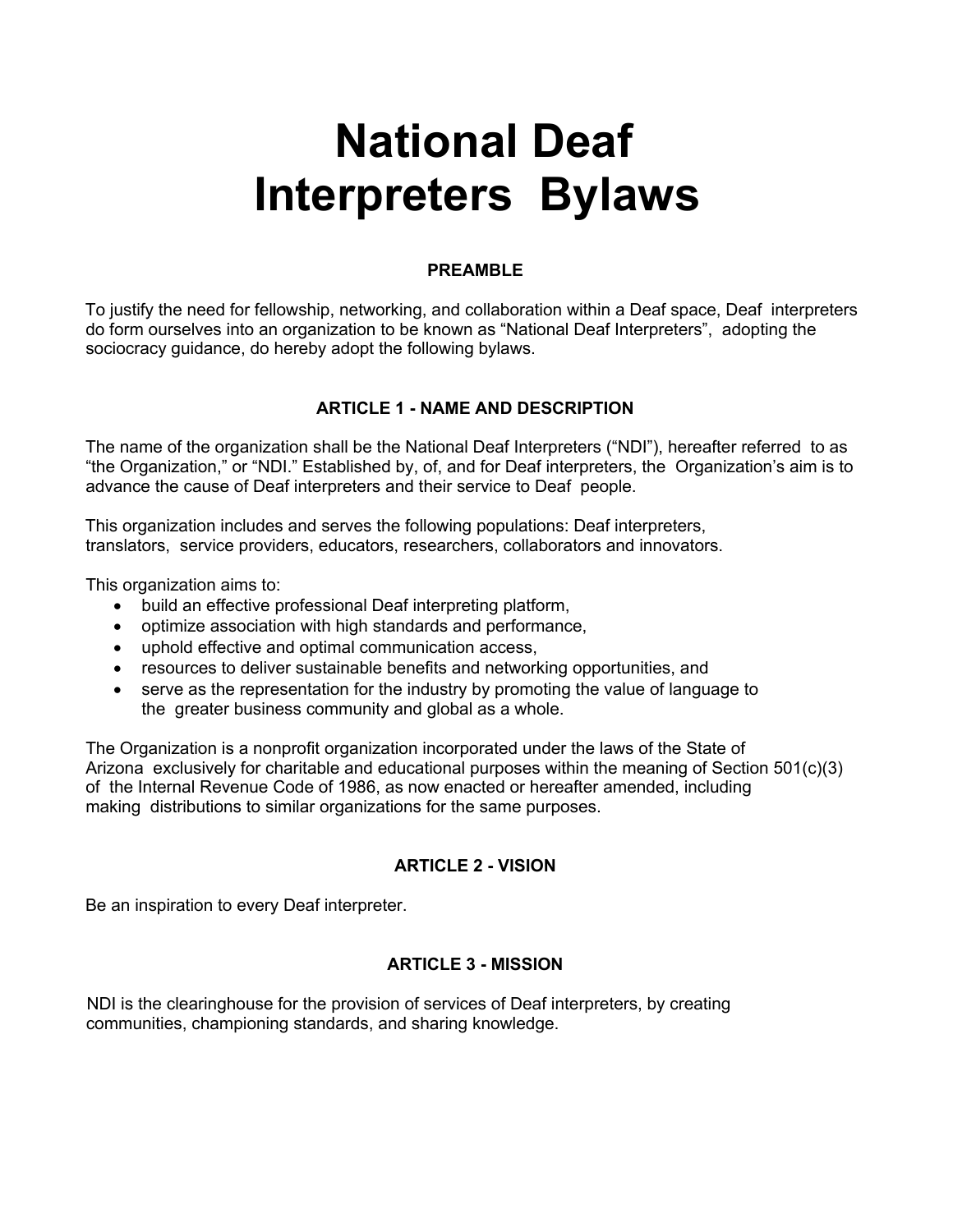# National Deaf Interpreters Bylaws

## PREAMBLE

To justify the need for fellowship, networking, and collaboration within a Deaf space, Deaf interpreters do form ourselves into an organization to be known as "National Deaf Interpreters", adopting the sociocracy guidance, do hereby adopt the following bylaws.

## ARTICLE 1 - NAME AND DESCRIPTION

The name of the organization shall be the National Deaf Interpreters ("NDI"), hereafter referred to as "the Organization," or "NDI." Established by, of, and for Deaf interpreters, the Organization's aim is to advance the cause of Deaf interpreters and their service to Deaf people.

This organization includes and serves the following populations: Deaf interpreters, translators, service providers, educators, researchers, collaborators and innovators.

This organization aims to:

- build an effective professional Deaf interpreting platform,
- optimize association with high standards and performance,
- uphold effective and optimal communication access,
- resources to deliver sustainable benefits and networking opportunities, and
- serve as the representation for the industry by promoting the value of language to the greater business community and global as a whole.

The Organization is a nonprofit organization incorporated under the laws of the State of Arizona exclusively for charitable and educational purposes within the meaning of Section 501(c)(3) of the Internal Revenue Code of 1986, as now enacted or hereafter amended, including making distributions to similar organizations for the same purposes.

## ARTICLE 2 - VISION

Be an inspiration to every Deaf interpreter.

## ARTICLE 3 - MISSION

NDI is the clearinghouse for the provision of services of Deaf interpreters, by creating communities, championing standards, and sharing knowledge.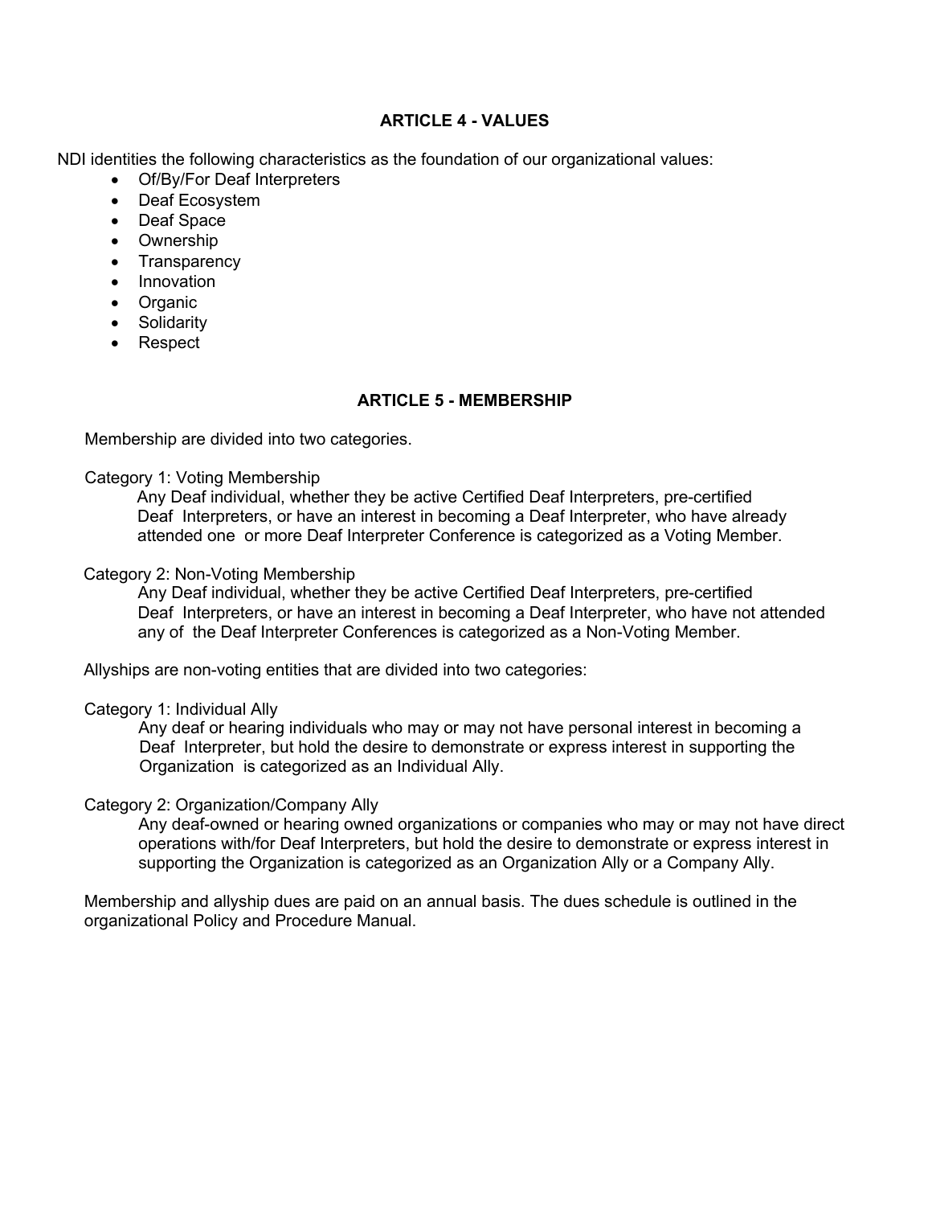## ARTICLE 4 - VALUES

NDI identities the following characteristics as the foundation of our organizational values:

- Of/By/For Deaf Interpreters
- Deaf Ecosystem
- Deaf Space
- Ownership
- Transparency
- Innovation
- Organic
- Solidarity
- Respect

## ARTICLE 5 - MEMBERSHIP

Membership are divided into two categories.

Category 1: Voting Membership

Any Deaf individual, whether they be active Certified Deaf Interpreters, pre-certified Deaf Interpreters, or have an interest in becoming a Deaf Interpreter, who have already attended one or more Deaf Interpreter Conference is categorized as a Voting Member.

Category 2: Non-Voting Membership

Any Deaf individual, whether they be active Certified Deaf Interpreters, pre-certified Deaf Interpreters, or have an interest in becoming a Deaf Interpreter, who have not attended any of the Deaf Interpreter Conferences is categorized as a Non-Voting Member.

Allyships are non-voting entities that are divided into two categories:

Category 1: Individual Ally

Any deaf or hearing individuals who may or may not have personal interest in becoming a Deaf Interpreter, but hold the desire to demonstrate or express interest in supporting the Organization is categorized as an Individual Ally.

Category 2: Organization/Company Ally

Any deaf-owned or hearing owned organizations or companies who may or may not have direct operations with/for Deaf Interpreters, but hold the desire to demonstrate or express interest in supporting the Organization is categorized as an Organization Ally or a Company Ally.

Membership and allyship dues are paid on an annual basis. The dues schedule is outlined in the organizational Policy and Procedure Manual.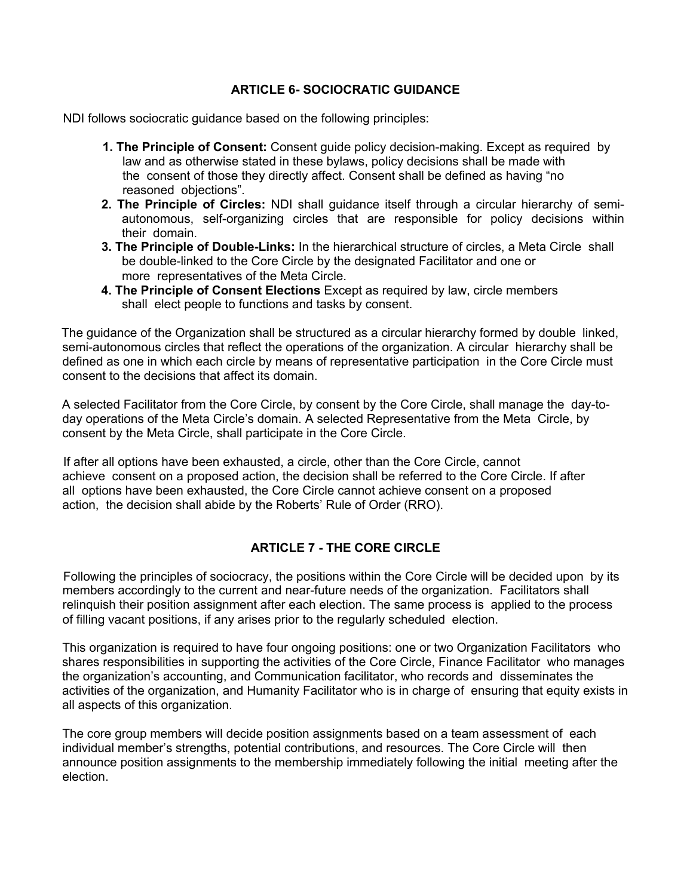## ARTICLE 6- SOCIOCRATIC GUIDANCE

NDI follows sociocratic guidance based on the following principles:

1. **The Principle of Consent:** Consent guide policy decision-making. Except as required by law and as otherwise stated in these bylaws, policy decisions shall be made with the consent of those they directly affect. Consent shall be defined as having "no reasoned objections".
2. **The Principle of Circles:** NDI shall guidance itself through a circular hierarchy of semi-autonomous, self-organizing circles that are responsible for policy decisions within their domain.
3. **The Principle of Double-Links:** In the hierarchical structure of circles, a Meta Circle shall be double-linked to the Core Circle by the designated Facilitator and one or more representatives of the Meta Circle.
4. **The Principle of Consent Elections** Except as required by law, circle members shall elect people to functions and tasks by consent.

The guidance of the Organization shall be structured as a circular hierarchy formed by double linked, semi-autonomous circles that reflect the operations of the organization. A circular hierarchy shall be defined as one in which each circle by means of representative participation in the Core Circle must consent to the decisions that affect its domain.

A selected Facilitator from the Core Circle, by consent by the Core Circle, shall manage the day-to-day operations of the Meta Circle's domain. A selected Representative from the Meta Circle, by consent by the Meta Circle, shall participate in the Core Circle.

If after all options have been exhausted, a circle, other than the Core Circle, cannot achieve consent on a proposed action, the decision shall be referred to the Core Circle. If after all options have been exhausted, the Core Circle cannot achieve consent on a proposed action, the decision shall abide by the Roberts' Rule of Order (RRO).

## ARTICLE 7 - THE CORE CIRCLE

Following the principles of sociocracy, the positions within the Core Circle will be decided upon by its members accordingly to the current and near-future needs of the organization. Facilitators shall relinquish their position assignment after each election. The same process is applied to the process of filling vacant positions, if any arises prior to the regularly scheduled election.

This organization is required to have four ongoing positions: one or two Organization Facilitators who shares responsibilities in supporting the activities of the Core Circle, Finance Facilitator who manages the organization's accounting, and Communication facilitator, who records and disseminates the activities of the organization, and Humanity Facilitator who is in charge of ensuring that equity exists in all aspects of this organization.

The core group members will decide position assignments based on a team assessment of each individual member's strengths, potential contributions, and resources. The Core Circle will then announce position assignments to the membership immediately following the initial meeting after the election.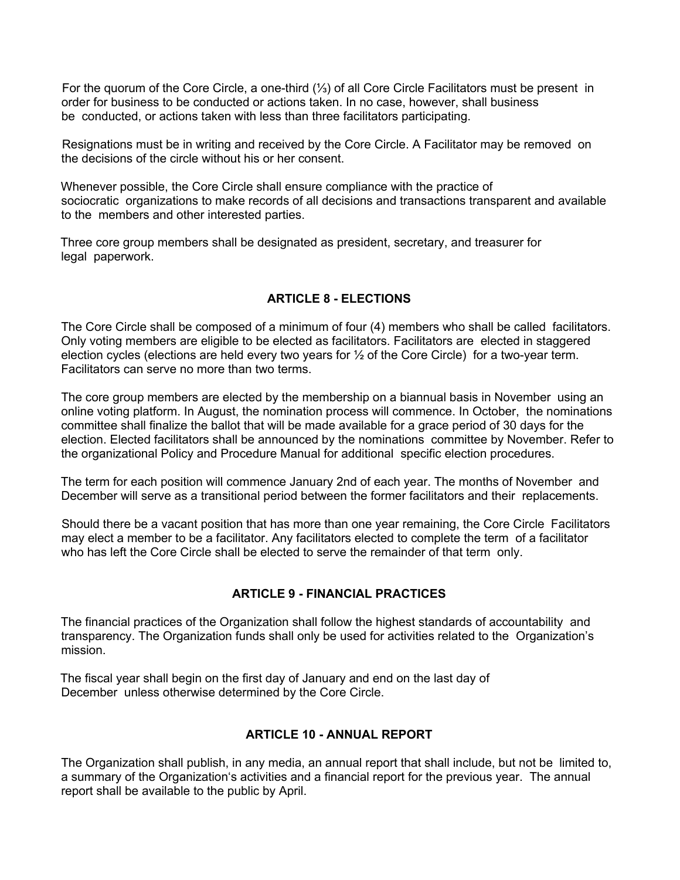For the quorum of the Core Circle, a one-third (⅓) of all Core Circle Facilitators must be present in order for business to be conducted or actions taken. In no case, however, shall business be conducted, or actions taken with less than three facilitators participating.

Resignations must be in writing and received by the Core Circle. A Facilitator may be removed on the decisions of the circle without his or her consent.

Whenever possible, the Core Circle shall ensure compliance with the practice of sociocratic organizations to make records of all decisions and transactions transparent and available to the members and other interested parties.

Three core group members shall be designated as president, secretary, and treasurer for legal paperwork.

## ARTICLE 8 - ELECTIONS

The Core Circle shall be composed of a minimum of four (4) members who shall be called facilitators. Only voting members are eligible to be elected as facilitators. Facilitators are elected in staggered election cycles (elections are held every two years for ½ of the Core Circle) for a two-year term. Facilitators can serve no more than two terms.

The core group members are elected by the membership on a biannual basis in November using an online voting platform. In August, the nomination process will commence. In October, the nominations committee shall finalize the ballot that will be made available for a grace period of 30 days for the election. Elected facilitators shall be announced by the nominations committee by November. Refer to the organizational Policy and Procedure Manual for additional specific election procedures.

The term for each position will commence January 2nd of each year. The months of November and December will serve as a transitional period between the former facilitators and their replacements.

Should there be a vacant position that has more than one year remaining, the Core Circle Facilitators may elect a member to be a facilitator. Any facilitators elected to complete the term of a facilitator who has left the Core Circle shall be elected to serve the remainder of that term only.

## ARTICLE 9 - FINANCIAL PRACTICES

The financial practices of the Organization shall follow the highest standards of accountability and transparency. The Organization funds shall only be used for activities related to the Organization's mission.

The fiscal year shall begin on the first day of January and end on the last day of December unless otherwise determined by the Core Circle.

## ARTICLE 10 - ANNUAL REPORT

The Organization shall publish, in any media, an annual report that shall include, but not be limited to, a summary of the Organization's activities and a financial report for the previous year. The annual report shall be available to the public by April.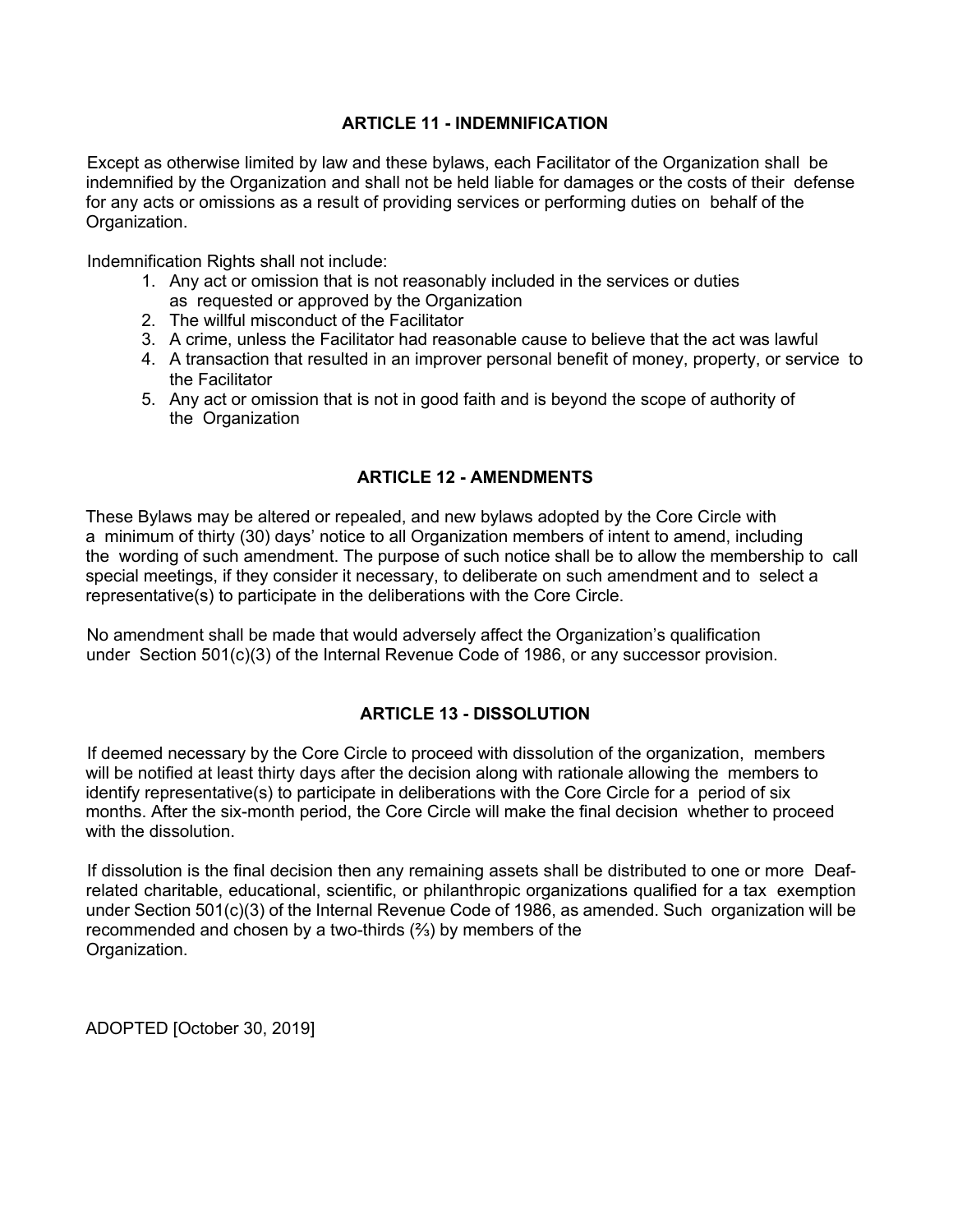### ARTICLE 11 - INDEMNIFICATION

Except as otherwise limited by law and these bylaws, each Facilitator of the Organization shall be indemnified by the Organization and shall not be held liable for damages or the costs of their defense for any acts or omissions as a result of providing services or performing duties on behalf of the Organization.

Indemnification Rights shall not include:

1. Any act or omission that is not reasonably included in the services or duties as requested or approved by the Organization
2. The willful misconduct of the Facilitator
3. A crime, unless the Facilitator had reasonable cause to believe that the act was lawful
4. A transaction that resulted in an improver personal benefit of money, property, or service to the Facilitator
5. Any act or omission that is not in good faith and is beyond the scope of authority of the Organization

### ARTICLE 12 - AMENDMENTS

These Bylaws may be altered or repealed, and new bylaws adopted by the Core Circle with a minimum of thirty (30) days' notice to all Organization members of intent to amend, including the wording of such amendment. The purpose of such notice shall be to allow the membership to call special meetings, if they consider it necessary, to deliberate on such amendment and to select a representative(s) to participate in the deliberations with the Core Circle.

No amendment shall be made that would adversely affect the Organization's qualification under Section 501(c)(3) of the Internal Revenue Code of 1986, or any successor provision.

### ARTICLE 13 - DISSOLUTION

If deemed necessary by the Core Circle to proceed with dissolution of the organization, members will be notified at least thirty days after the decision along with rationale allowing the members to identify representative(s) to participate in deliberations with the Core Circle for a period of six months. After the six-month period, the Core Circle will make the final decision whether to proceed with the dissolution.

If dissolution is the final decision then any remaining assets shall be distributed to one or more Deaf-related charitable, educational, scientific, or philanthropic organizations qualified for a tax exemption under Section 501(c)(3) of the Internal Revenue Code of 1986, as amended. Such organization will be recommended and chosen by a two-thirds (⅔) by members of the Organization.

ADOPTED [October 30, 2019]